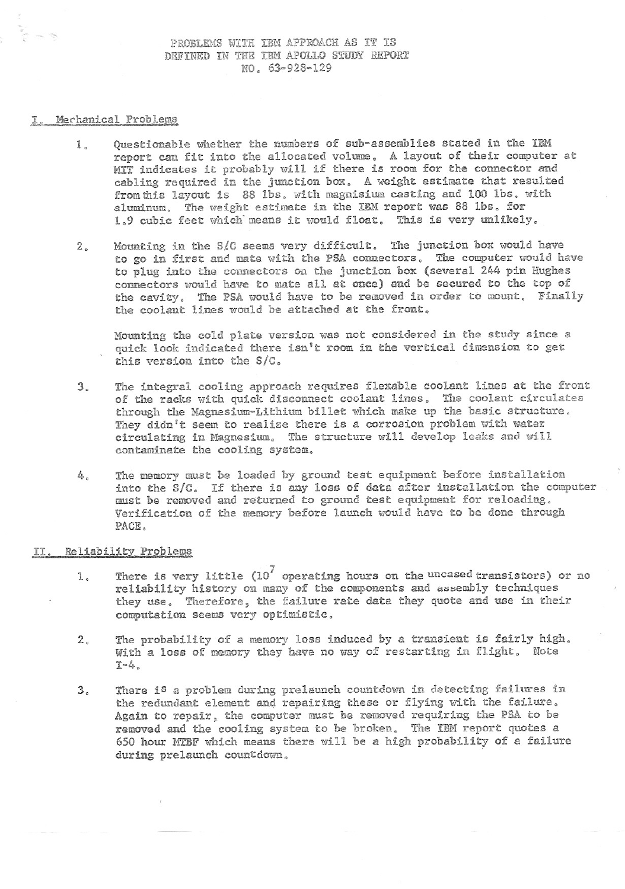# PROBLEMS WITH IBM APPROACH AS IT IS DEFINED IN THE IBM APOLLO STUDY REPORT NO. 63-928-129

## I. Mechanical Problems

1. Questionable whether the numbers of sub-assemblies stated in the IBM report can fit into the allocated volume. A layout of their computer at MIT indicates it probably will if there is room for the connector and cabling required in the junction box. A weight estimate that resulted from this layout is 88 lbs. with magnisium casting and 100 lbs. with aluminum. The weight estimate in the IBM report was 88 lbs. for 1.9 cubic feet which means it would float. This is very unlikely.

2. Mounting in the S/C seems very difficult. The junction box would have to go in first and mate with the PSA connectors. The computer would have to plug into the connectors on the junction box (several 244 pin Hughes connectors would have to mate all at once) and be secured to the top of the cavity. The PSA would have to be removed in order to mount. Finally the coolant lines would be attached at the front.

   Mounting the cold plate version was not considered in the study since a quick look indicated there isn't room in the vertical dimension to get this version into the S/C.

3. The integral cooling approach requires flexable coolant lines at the front of the racks with quick disconnect coolant lines. The coolant circulates through the Magnesium-Lithium billet which make up the basic structure. They didn't seem to realize there is a corrosion problem with water circulating in Magnesium. The structure will develop leaks and will contaminate the cooling system.

4. The memory must be loaded by ground test equipment before installation into the S/C. If there is any loss of data after installation the computer must be removed and returned to ground test equipment for reloading. Verification of the memory before launch would have to be done through PACE.

## II. Reliability Problems

1. There is very little ($10^7$ operating hours on the uncased transistors) or no reliability history on many of the components and assembly techniques they use. Therefore, the failure rate data they quote and use in their computation seems very optimistic.

2. The probability of a memory loss induced by a transient is fairly high. With a loss of memory they have no way of restarting in flight. Note I-4.

3. There is a problem during prelaunch countdown in detecting failures in the redundant element and repairing these or flying with the failure. Again to repair, the computer must be removed requiring the PSA to be removed and the cooling system to be broken. The IBM report quotes a 650 hour MTBF which means there will be a high probability of a failure during prelaunch countdown.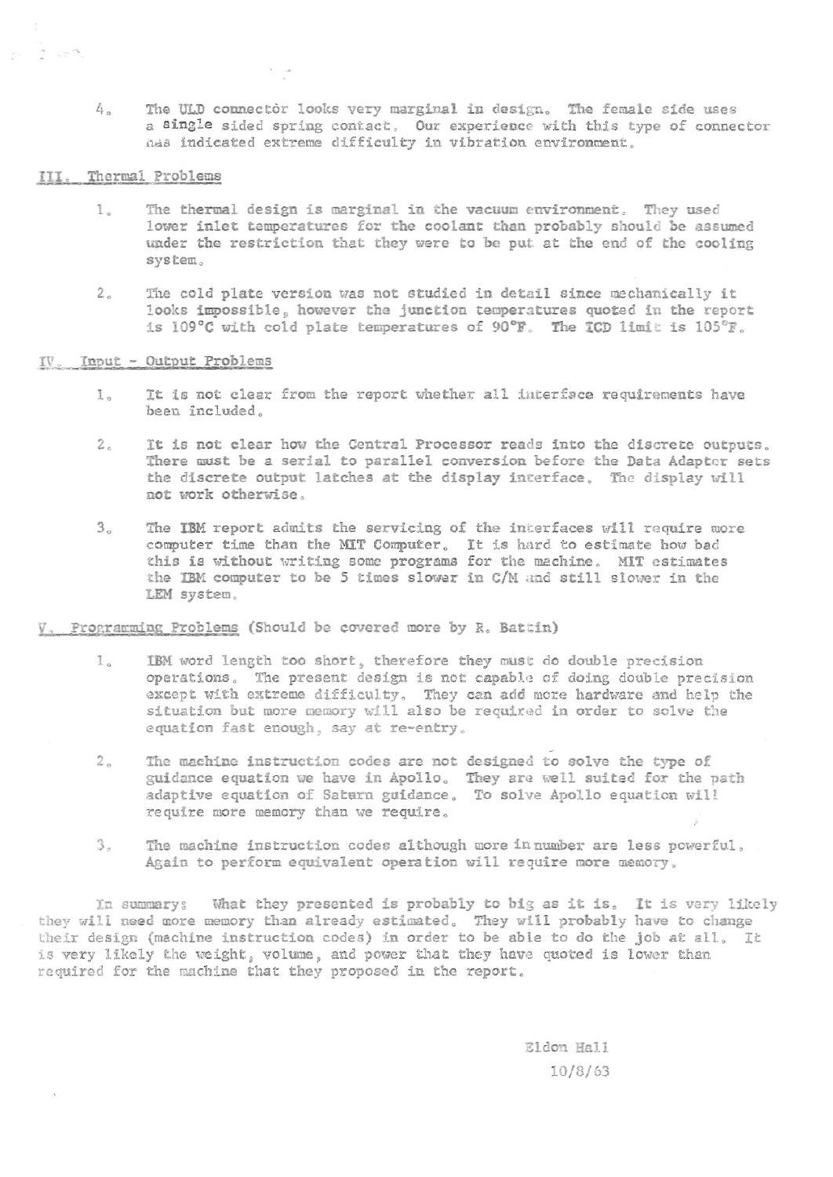4. The ULD connector looks very marginal in design. The female side uses a single sided spring contact. Our experience with this type of connector has indicated extreme difficulty in vibration environment.

## III. Thermal Problems

1. The thermal design is marginal in the vacuum environment. They used lower inlet temperatures for the coolant than probably should be assumed under the restriction that they were to be put at the end of the cooling system.

2. The cold plate version was not studied in detail since mechanically it looks impossible, however the junction temperatures quoted in the report is 109°C with cold plate temperatures of 90°F. The ICD limit is 105°F.

## IV. Input - Output Problems

1. It is not clear from the report whether all interface requirements have been included.

2. It is not clear how the Central Processor reads into the discrete outputs. There must be a serial to parallel conversion before the Data Adapter sets the discrete output latches at the display interface. The display will not work otherwise.

3. The IBM report admits the servicing of the interfaces will require more computer time than the MIT Computer. It is hard to estimate how bad this is without writing some programs for the machine. MIT estimates the IBM computer to be 5 times slower in C/M and still slower in the LEM system.

## V. Programming Problems (Should be covered more by R. Battin)

1. IBM word length too short, therefore they must do double precision operations. The present design is not capable of doing double precision except with extreme difficulty. They can add more hardware and help the situation but more memory will also be required in order to solve the equation fast enough, say at re-entry.

2. The machine instruction codes are not designed to solve the type of guidance equation we have in Apollo. They are well suited for the path adaptive equation of Saturn guidance. To solve Apollo equation will require more memory than we require.

3. The machine instruction codes although more in number are less powerful. Again to perform equivalent operation will require more memory.

In summary: What they presented is probably to big as it is. It is very likely they will need more memory than already estimated. They will probably have to change their design (machine instruction codes) in order to be able to do the job at all. It is very likely the weight, volume, and power that they have quoted is lower than required for the machine that they proposed in the report.

Eldon Hall
10/8/63